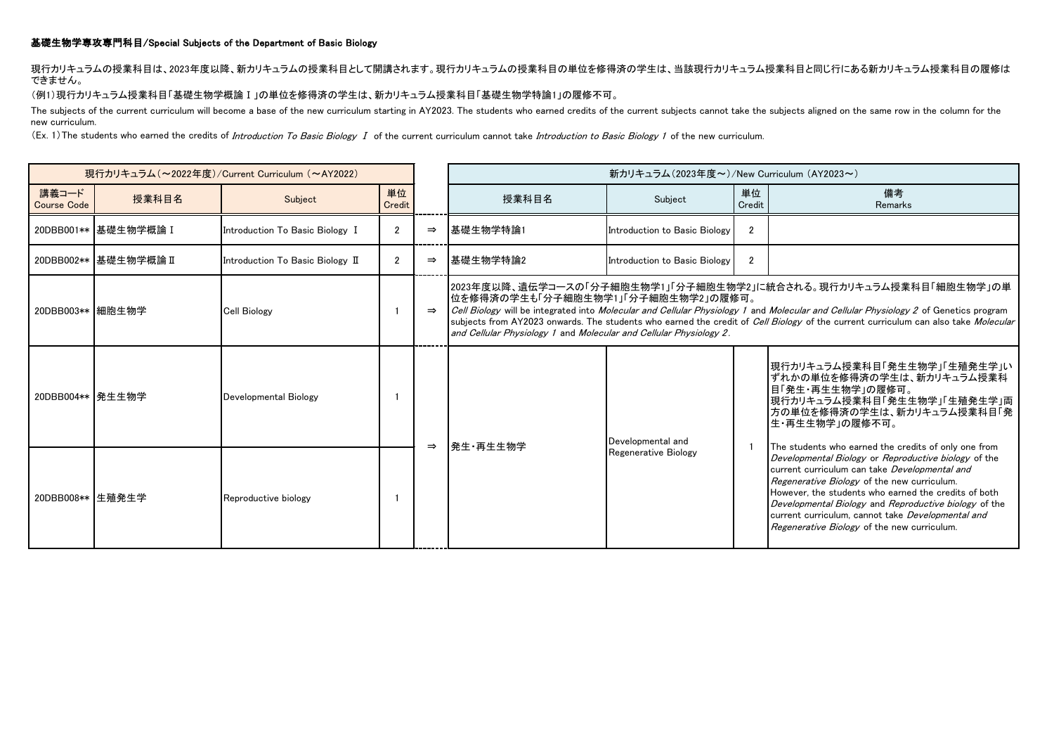**基礎生物学専攻専門科目/Special Subjects of the Department of Basic Biology**

現行カリキュラムの授業科目は、2023年度以降、新カリキュラムの授業科目として開講されます。現行カリキュラムの授業科目の単位を修得済の学生は、当該現行カリキュラム授業科目と同じ行にある新カリキュラム授業科目の履修はできません。

（例1）現行カリキュラム授業科目「基礎生物学概論Ⅰ」の単位を修得済の学生は、新カリキュラム授業科目「基礎生物学特論1」の履修不可。

The subjects of the current curriculum will become a base of the new curriculum starting in AY2023. The students who earned credits of the current subjects cannot take the subjects aligned on the same row in the column for the new curriculum.

（Ex. 1）The students who earned the credits of *Introduction To Basic Biology Ⅰ* of the current curriculum cannot take *Introduction to Basic Biology 1* of the new curriculum.

| 現行カリキュラム（～2022年度）/Current Curriculum （～AY2022） | | | | | 新カリキュラム（2023年度～）/New Curriculum （AY2023～） | | | |
|---|---|---|---|---|---|---|---|---|
| 講義コード Course Code | 授業科目名 | Subject | 単位 Credit | | 授業科目名 | Subject | 単位 Credit | 備考 Remarks |
| 20DBB001** | 基礎生物学概論Ⅰ | Introduction To Basic Biology Ⅰ | 2 | ⇒ | 基礎生物学特論1 | Introduction to Basic Biology | 2 | |
| 20DBB002** | 基礎生物学概論Ⅱ | Introduction To Basic Biology Ⅱ | 2 | ⇒ | 基礎生物学特論2 | Introduction to Basic Biology | 2 | |
| 20DBB003** | 細胞生物学 | Cell Biology | 1 | ⇒ | 2023年度以降、遺伝学コースの「分子細胞生物学1」「分子細胞生物学2」に統合される。現行カリキュラム授業科目「細胞生物学」の単位を修得済の学生も「分子細胞生物学1」「分子細胞生物学2」の履修可。 *Cell Biology* will be integrated into *Molecular and Cellular Physiology 1* and *Molecular and Cellular Physiology 2* of Genetics program subjects from AY2023 onwards. The students who earned the credit of *Cell Biology* of the current curriculum can also take *Molecular and Cellular Physiology 1* and *Molecular and Cellular Physiology 2*. | | | |
| 20DBB004** | 発生生物学 | Developmental Biology | 1 | ⇒ | 発生・再生生物学 | Developmental and Regenerative Biology | 1 | 現行カリキュラム授業科目「発生生物学」「生殖発生学」いずれかの単位を修得済の学生は、新カリキュラム授業科目「発生・再生生物学」の履修可。現行カリキュラム授業科目「発生生物学」「生殖発生学」両方の単位を修得済の学生は、新カリキュラム授業科目「発生・再生生物学」の履修不可。 The students who earned the credits of only one from *Developmental Biology* or *Reproductive biology* of the current curriculum can take *Developmental and Regenerative Biology* of the new curriculum. However, the students who earned the credits of both *Developmental Biology* and *Reproductive biology* of the current curriculum, cannot take *Developmental and Regenerative Biology* of the new curriculum. |
| 20DBB008** | 生殖発生学 | Reproductive biology | 1 | | | | | |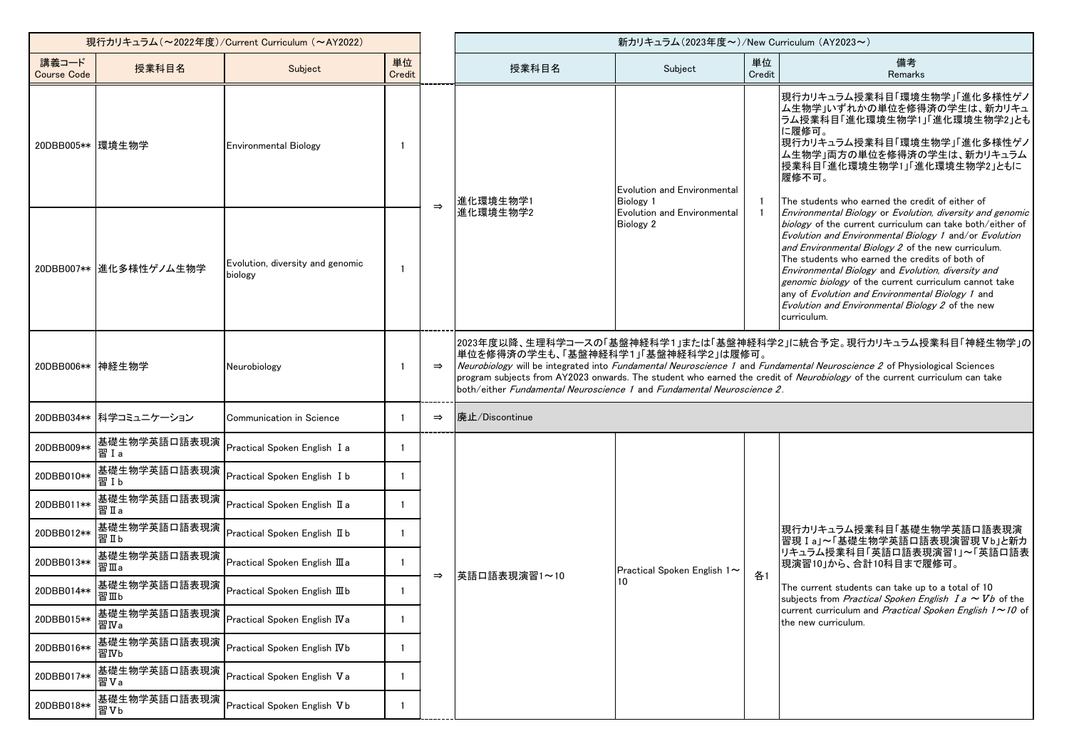| 現行カリキュラム（～2022年度）/Current Curriculum （～AY2022） | | | | | 新カリキュラム（2023年度～）/New Curriculum （AY2023～） | | | |
|---|---|---|---|---|---|---|---|---|
| 講義コード Course Code | 授業科目名 | Subject | 単位 Credit | | 授業科目名 | Subject | 単位 Credit | 備考 Remarks |
| 20DBB005** | 環境生物学 | Environmental Biology | 1 | ⇒ | 進化環境生物学1<br>進化環境生物学2 | Evolution and Environmental Biology 1<br>Evolution and Environmental Biology 2 | 1<br>1 | 現行カリキュラム授業科目「環境生物学」「進化多様性ゲノム生物学」いずれかの単位を修得済の学生は、新カリキュラム授業科目「進化環境生物学1」「進化環境生物学2」ともに履修可。<br>現行カリキュラム授業科目「環境生物学」「進化多様性ゲノム生物学」両方の単位を修得済の学生は、新カリキュラム授業科目「進化環境生物学1」「進化環境生物学2」ともに履修不可。<br>The students who earned the credit of either of *Environmental Biology* or *Evolution, diversity and genomic biology* of the current curriculum can take both/either of *Evolution and Environmental Biology 1* and/or *Evolution and Environmental Biology 2* of the new curriculum.<br>The students who earned the credits of both of *Environmental Biology* and *Evolution, diversity and genomic biology* of the current curriculum cannot take any of *Evolution and Environmental Biology 1* and *Evolution and Environmental Biology 2* of the new curriculum. |
| 20DBB007** | 進化多様性ゲノム生物学 | Evolution, diversity and genomic biology | 1 | | | | | |
| 20DBB006** | 神経生物学 | Neurobiology | 1 | ⇒ | 2023年度以降、生理科学コースの「基盤神経科学1」または「基盤神経科学2」に統合予定。現行カリキュラム授業科目「神経生物学」の単位を修得済の学生も、「基盤神経科学1」「基盤神経科学2」は履修可。<br>*Neurobiology* will be integrated into *Fundamental Neuroscience 1* and *Fundamental Neuroscience 2* of Physiological Sciences program subjects from AY2023 onwards. The student who earned the credit of *Neurobiology* of the current curriculum can take both/either *Fundamental Neuroscience 1* and *Fundamental Neuroscience 2*. | | | |
| 20DBB034** | 科学コミュニケーション | Communication in Science | 1 | ⇒ | 廃止/Discontinue | | | |
| 20DBB009** | 基礎生物学英語口語表現演習Ⅰa | Practical Spoken English Ⅰa | 1 | ⇒ | 英語口語表現演習1～10 | Practical Spoken English 1～10 | 各1 | 現行カリキュラム授業科目「基礎生物学英語口語表現演習Ⅰa」～「基礎生物学英語口語表現演習Ⅴb」と新カリキュラム授業科目「英語口語表現演習1」～「英語口語表現演習10」から、合計10科目まで履修可。<br>The current students can take up to a total of 10 subjects from *Practical Spoken English Ⅰa ～Ⅴb* of the current curriculum and *Practical Spoken English 1～10* of the new curriculum. |
| 20DBB010** | 基礎生物学英語口語表現演習Ⅰb | Practical Spoken English Ⅰb | 1 | | | | | |
| 20DBB011** | 基礎生物学英語口語表現演習Ⅱa | Practical Spoken English Ⅱa | 1 | | | | | |
| 20DBB012** | 基礎生物学英語口語表現演習Ⅱb | Practical Spoken English Ⅱb | 1 | | | | | |
| 20DBB013** | 基礎生物学英語口語表現演習Ⅲa | Practical Spoken English Ⅲa | 1 | | | | | |
| 20DBB014** | 基礎生物学英語口語表現演習Ⅲb | Practical Spoken English Ⅲb | 1 | | | | | |
| 20DBB015** | 基礎生物学英語口語表現演習Ⅳa | Practical Spoken English Ⅳa | 1 | | | | | |
| 20DBB016** | 基礎生物学英語口語表現演習Ⅳb | Practical Spoken English Ⅳb | 1 | | | | | |
| 20DBB017** | 基礎生物学英語口語表現演習Ⅴa | Practical Spoken English Ⅴa | 1 | | | | | |
| 20DBB018** | 基礎生物学英語口語表現演習Ⅴb | Practical Spoken English Ⅴb | 1 | | | | | |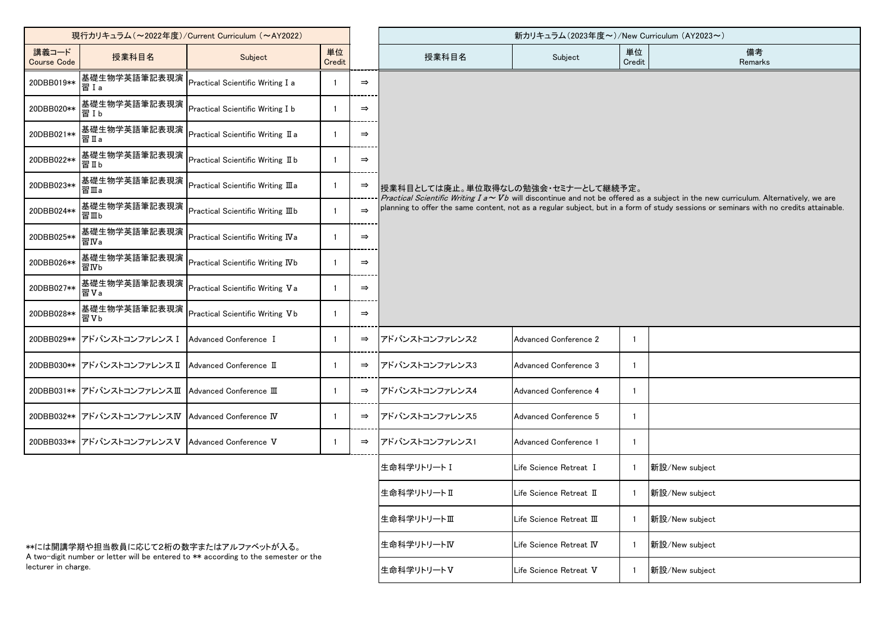| 現行カリキュラム（～2022年度）/Current Curriculum （～AY2022） | | | | | 新カリキュラム（2023年度～）/New Curriculum （AY2023～） | | | |
|---|---|---|---|---|---|---|---|---|
| 講義コード Course Code | 授業科目名 | Subject | 単位 Credit | | 授業科目名 | Subject | 単位 Credit | 備考 Remarks |
| 20DBB019** | 基礎生物学英語筆記表現演習Ⅰa | Practical Scientific Writing Ⅰa | 1 | ⇒ | 授業科目としては廃止。単位取得なしの勉強会・セミナーとして継続予定。 *Practical Scientific Writing Ⅰa～Ⅴb* will discontinue and not be offered as a subject in the new curriculum. Alternatively, we are planning to offer the same content, not as a regular subject, but in a form of study sessions or seminars with no credits attainable. | | | |
| 20DBB020** | 基礎生物学英語筆記表現演習Ⅰb | Practical Scientific Writing Ⅰb | 1 | ⇒ | | | | |
| 20DBB021** | 基礎生物学英語筆記表現演習Ⅱa | Practical Scientific Writing Ⅱa | 1 | ⇒ | | | | |
| 20DBB022** | 基礎生物学英語筆記表現演習Ⅱb | Practical Scientific Writing Ⅱb | 1 | ⇒ | | | | |
| 20DBB023** | 基礎生物学英語筆記表現演習Ⅲa | Practical Scientific Writing Ⅲa | 1 | ⇒ | | | | |
| 20DBB024** | 基礎生物学英語筆記表現演習Ⅲb | Practical Scientific Writing Ⅲb | 1 | ⇒ | | | | |
| 20DBB025** | 基礎生物学英語筆記表現演習Ⅳa | Practical Scientific Writing Ⅳa | 1 | ⇒ | | | | |
| 20DBB026** | 基礎生物学英語筆記表現演習Ⅳb | Practical Scientific Writing Ⅳb | 1 | ⇒ | | | | |
| 20DBB027** | 基礎生物学英語筆記表現演習Ⅴa | Practical Scientific Writing Ⅴa | 1 | ⇒ | | | | |
| 20DBB028** | 基礎生物学英語筆記表現演習Ⅴb | Practical Scientific Writing Ⅴb | 1 | ⇒ | | | | |
| 20DBB029** | アドバンストコンファレンスⅠ | Advanced Conference Ⅰ | 1 | ⇒ | アドバンストコンファレンス2 | Advanced Conference 2 | 1 | |
| 20DBB030** | アドバンストコンファレンスⅡ | Advanced Conference Ⅱ | 1 | ⇒ | アドバンストコンファレンス3 | Advanced Conference 3 | 1 | |
| 20DBB031** | アドバンストコンファレンスⅢ | Advanced Conference Ⅲ | 1 | ⇒ | アドバンストコンファレンス4 | Advanced Conference 4 | 1 | |
| 20DBB032** | アドバンストコンファレンスⅣ | Advanced Conference Ⅳ | 1 | ⇒ | アドバンストコンファレンス5 | Advanced Conference 5 | 1 | |
| 20DBB033** | アドバンストコンファレンスⅤ | Advanced Conference Ⅴ | 1 | ⇒ | アドバンストコンファレンス1 | Advanced Conference 1 | 1 | |
| | | | | | 生命科学リトリートⅠ | Life Science Retreat Ⅰ | 1 | 新設/New subject |
| | | | | | 生命科学リトリートⅡ | Life Science Retreat Ⅱ | 1 | 新設/New subject |
| | | | | | 生命科学リトリートⅢ | Life Science Retreat Ⅲ | 1 | 新設/New subject |
| | | | | | 生命科学リトリートⅣ | Life Science Retreat Ⅳ | 1 | 新設/New subject |
| | | | | | 生命科学リトリートⅤ | Life Science Retreat Ⅴ | 1 | 新設/New subject |

**には開講学期や担当教員に応じて2桁の数字またはアルファベットが入る。
A two-digit number or letter will be entered to ** according to the semester or the lecturer in charge.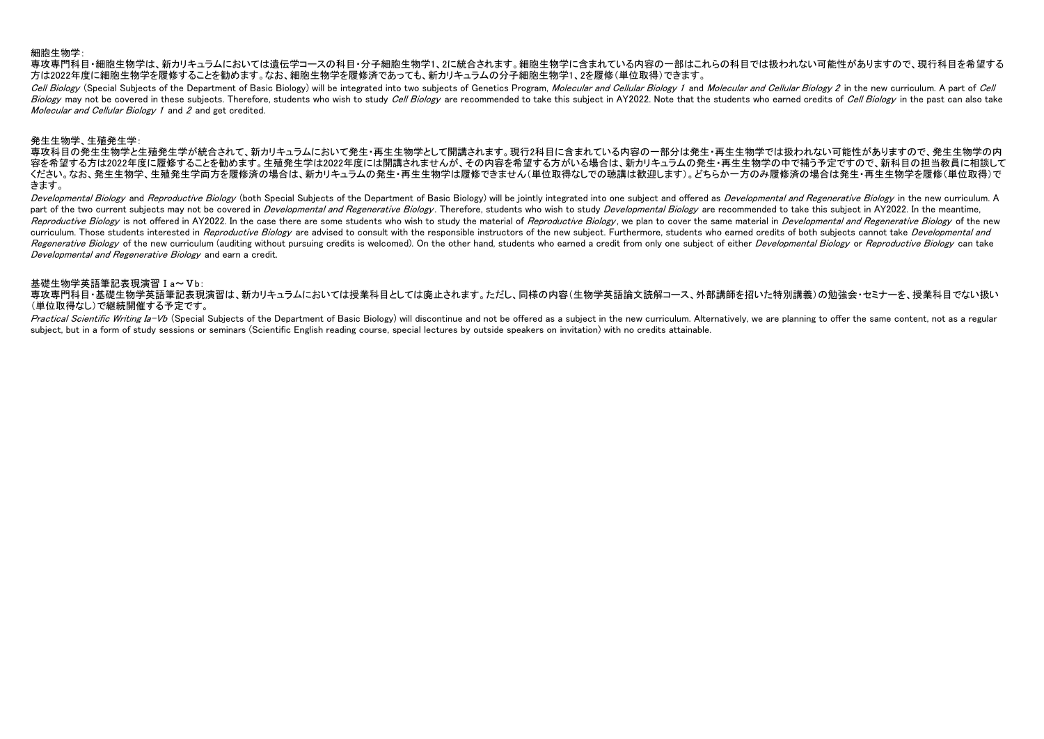細胞生物学:

専攻専門科目・細胞生物学は、新カリキュラムにおいては遺伝学コースの科目・分子細胞生物学1、2に統合されます。細胞生物学に含まれている内容の一部はこれらの科目では扱われない可能性がありますので、現行科目を希望する方は2022年度に細胞生物学を履修することを勧めます。なお、細胞生物学を履修済であっても、新カリキュラムの分子細胞生物学1、2を履修(単位取得)できます。

*Cell Biology* (Special Subjects of the Department of Basic Biology) will be integrated into two subjects of Genetics Program, *Molecular and Cellular Biology 1* and *Molecular and Cellular Biology 2* in the new curriculum. A part of *Cell Biology* may not be covered in these subjects. Therefore, students who wish to study *Cell Biology* are recommended to take this subject in AY2022. Note that the students who earned credits of *Cell Biology* in the past can also take *Molecular and Cellular Biology 1* and *2* and get credited.

発生生物学、生殖発生学:

専攻科目の発生生物学と生殖発生学が統合されて、新カリキュラムにおいて発生・再生生物学として開講されます。現行2科目に含まれている内容の一部分は発生・再生生物学では扱われない可能性がありますので、発生生物学の内容を希望する方は2022年度に履修することを勧めます。生殖発生学は2022年度には開講されませんが、その内容を希望する方がいる場合は、新カリキュラムの発生・再生生物学の中で補う予定ですので、新科目の担当教員に相談してください。なお、発生生物学、生殖発生学両方を履修済の場合は、新カリキュラムの発生・再生生物学は履修できません(単位取得なしでの聴講は歓迎します)。どちらか一方のみ履修済の場合は発生・再生生物学を履修(単位取得)できます。

*Developmental Biology* and *Reproductive Biology* (both Special Subjects of the Department of Basic Biology) will be jointly integrated into one subject and offered as *Developmental and Regenerative Biology* in the new curriculum. A part of the two current subjects may not be covered in *Developmental and Regenerative Biology*. Therefore, students who wish to study *Developmental Biology* are recommended to take this subject in AY2022. In the meantime, *Reproductive Biology* is not offered in AY2022. In the case there are some students who wish to study the material of *Reproductive Biology*, we plan to cover the same material in *Developmental and Regenerative Biology* of the new curriculum. Those students interested in *Reproductive Biology* are advised to consult with the responsible instructors of the new subject. Furthermore, students who earned credits of both subjects cannot take *Developmental and Regenerative Biology* of the new curriculum (auditing without pursuing credits is welcomed). On the other hand, students who earned a credit from only one subject of either *Developmental Biology* or *Reproductive Biology* can take *Developmental and Regenerative Biology* and earn a credit.

基礎生物学英語筆記表現演習Ⅰa～Ⅴb:

専攻専門科目・基礎生物学英語筆記表現演習は、新カリキュラムにおいては授業科目としては廃止されます。ただし、同様の内容(生物学英語論文読解コース、外部講師を招いた特別講義)の勉強会・セミナーを、授業科目でない扱い(単位取得なし)で継続開催する予定です。

*Practical Scientific Writing Ia-Vb* (Special Subjects of the Department of Basic Biology) will discontinue and not be offered as a subject in the new curriculum. Alternatively, we are planning to offer the same content, not as a regular subject, but in a form of study sessions or seminars (Scientific English reading course, special lectures by outside speakers on invitation) with no credits attainable.